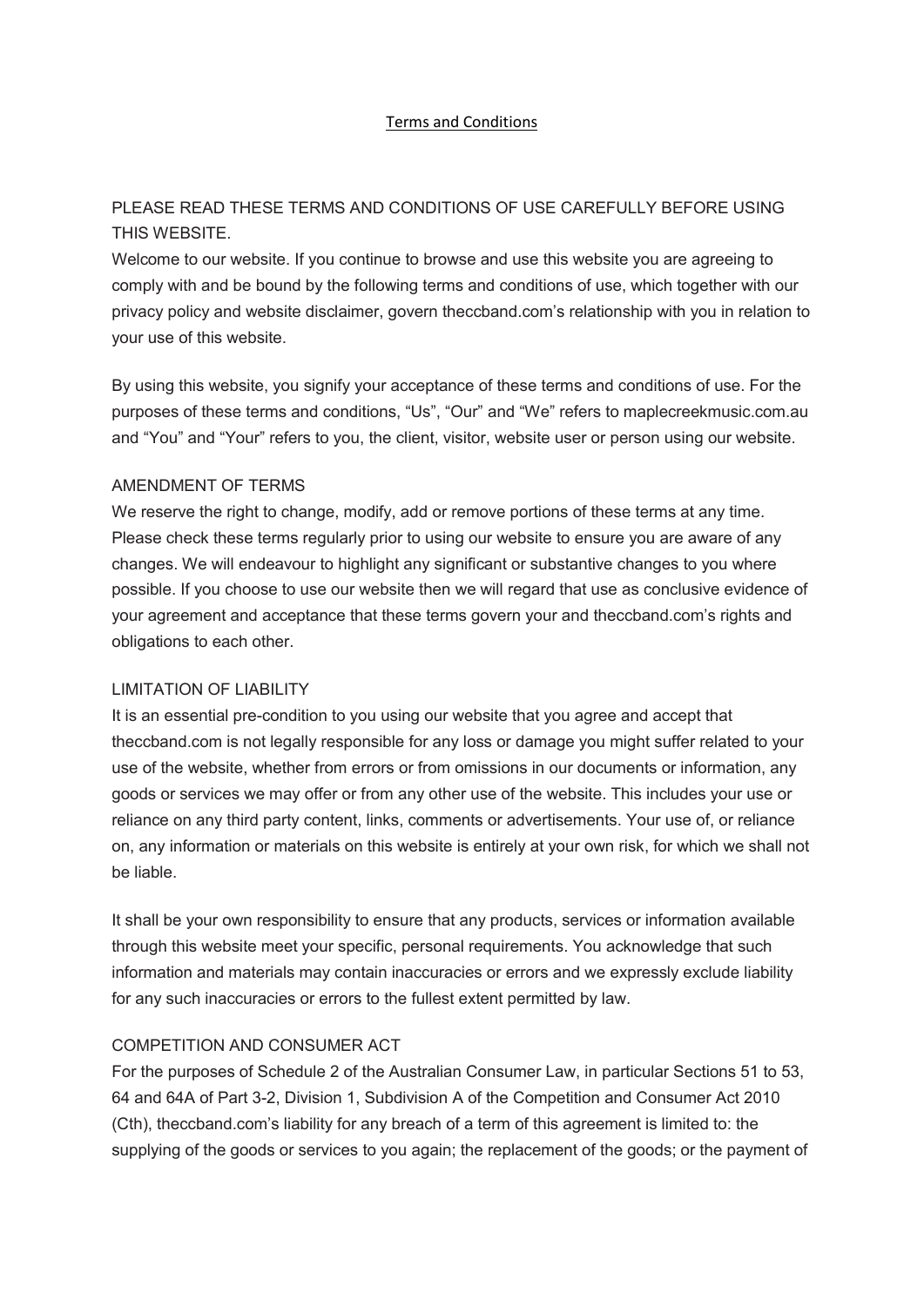# Terms and Conditions

PLEASE READ THESE TERMS AND CONDITIONS OF USE CAREFULLY BEFORE USING THIS WEBSITE.

Welcome to our website. If you continue to browse and use this website you are agreeing to comply with and be bound by the following terms and conditions of use, which together with our privacy policy and website disclaimer, govern theccband.com's relationship with you in relation to your use of this website.

By using this website, you signify your acceptance of these terms and conditions of use. For the purposes of these terms and conditions, "Us", "Our" and "We" refers to maplecreekmusic.com.au and "You" and "Your" refers to you, the client, visitor, website user or person using our website.

## AMENDMENT OF TERMS

We reserve the right to change, modify, add or remove portions of these terms at any time. Please check these terms regularly prior to using our website to ensure you are aware of any changes. We will endeavour to highlight any significant or substantive changes to you where possible. If you choose to use our website then we will regard that use as conclusive evidence of your agreement and acceptance that these terms govern your and theccband.com's rights and obligations to each other.

## LIMITATION OF LIABILITY

It is an essential pre-condition to you using our website that you agree and accept that theccband.com is not legally responsible for any loss or damage you might suffer related to your use of the website, whether from errors or from omissions in our documents or information, any goods or services we may offer or from any other use of the website. This includes your use or reliance on any third party content, links, comments or advertisements. Your use of, or reliance on, any information or materials on this website is entirely at your own risk, for which we shall not be liable.

It shall be your own responsibility to ensure that any products, services or information available through this website meet your specific, personal requirements. You acknowledge that such information and materials may contain inaccuracies or errors and we expressly exclude liability for any such inaccuracies or errors to the fullest extent permitted by law.

## COMPETITION AND CONSUMER ACT

For the purposes of Schedule 2 of the Australian Consumer Law, in particular Sections 51 to 53, 64 and 64A of Part 3-2, Division 1, Subdivision A of the Competition and Consumer Act 2010 (Cth), theccband.com's liability for any breach of a term of this agreement is limited to: the supplying of the goods or services to you again; the replacement of the goods; or the payment of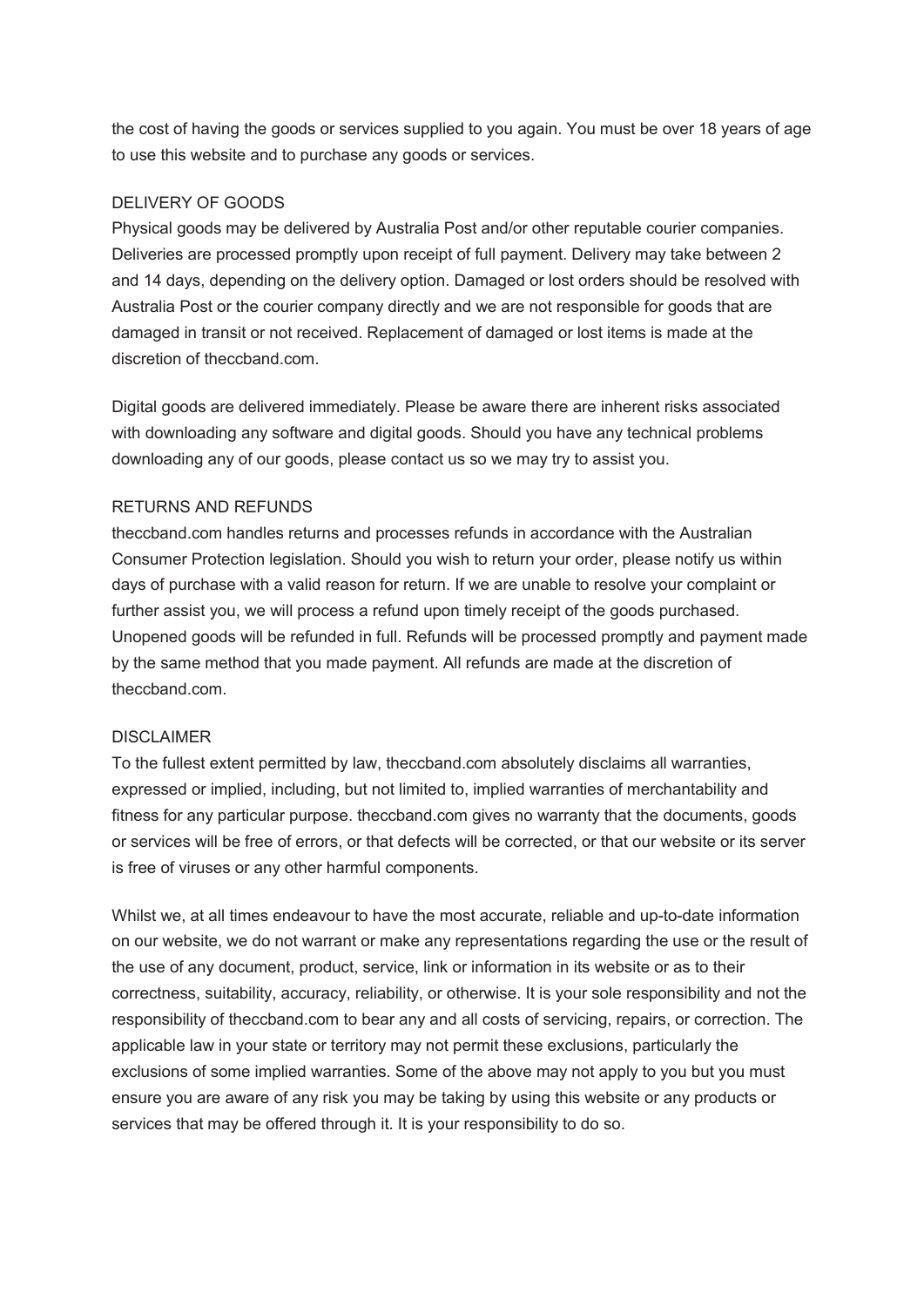the cost of having the goods or services supplied to you again. You must be over 18 years of age to use this website and to purchase any goods or services.

## DELIVERY OF GOODS

Physical goods may be delivered by Australia Post and/or other reputable courier companies. Deliveries are processed promptly upon receipt of full payment. Delivery may take between 2 and 14 days, depending on the delivery option. Damaged or lost orders should be resolved with Australia Post or the courier company directly and we are not responsible for goods that are damaged in transit or not received. Replacement of damaged or lost items is made at the discretion of theccband.com.

Digital goods are delivered immediately. Please be aware there are inherent risks associated with downloading any software and digital goods. Should you have any technical problems downloading any of our goods, please contact us so we may try to assist you.

## RETURNS AND REFUNDS

theccband.com handles returns and processes refunds in accordance with the Australian Consumer Protection legislation. Should you wish to return your order, please notify us within days of purchase with a valid reason for return. If we are unable to resolve your complaint or further assist you, we will process a refund upon timely receipt of the goods purchased. Unopened goods will be refunded in full. Refunds will be processed promptly and payment made by the same method that you made payment. All refunds are made at the discretion of theccband.com.

## DISCLAIMER

To the fullest extent permitted by law, theccband.com absolutely disclaims all warranties, expressed or implied, including, but not limited to, implied warranties of merchantability and fitness for any particular purpose. theccband.com gives no warranty that the documents, goods or services will be free of errors, or that defects will be corrected, or that our website or its server is free of viruses or any other harmful components.

Whilst we, at all times endeavour to have the most accurate, reliable and up-to-date information on our website, we do not warrant or make any representations regarding the use or the result of the use of any document, product, service, link or information in its website or as to their correctness, suitability, accuracy, reliability, or otherwise. It is your sole responsibility and not the responsibility of theccband.com to bear any and all costs of servicing, repairs, or correction. The applicable law in your state or territory may not permit these exclusions, particularly the exclusions of some implied warranties. Some of the above may not apply to you but you must ensure you are aware of any risk you may be taking by using this website or any products or services that may be offered through it. It is your responsibility to do so.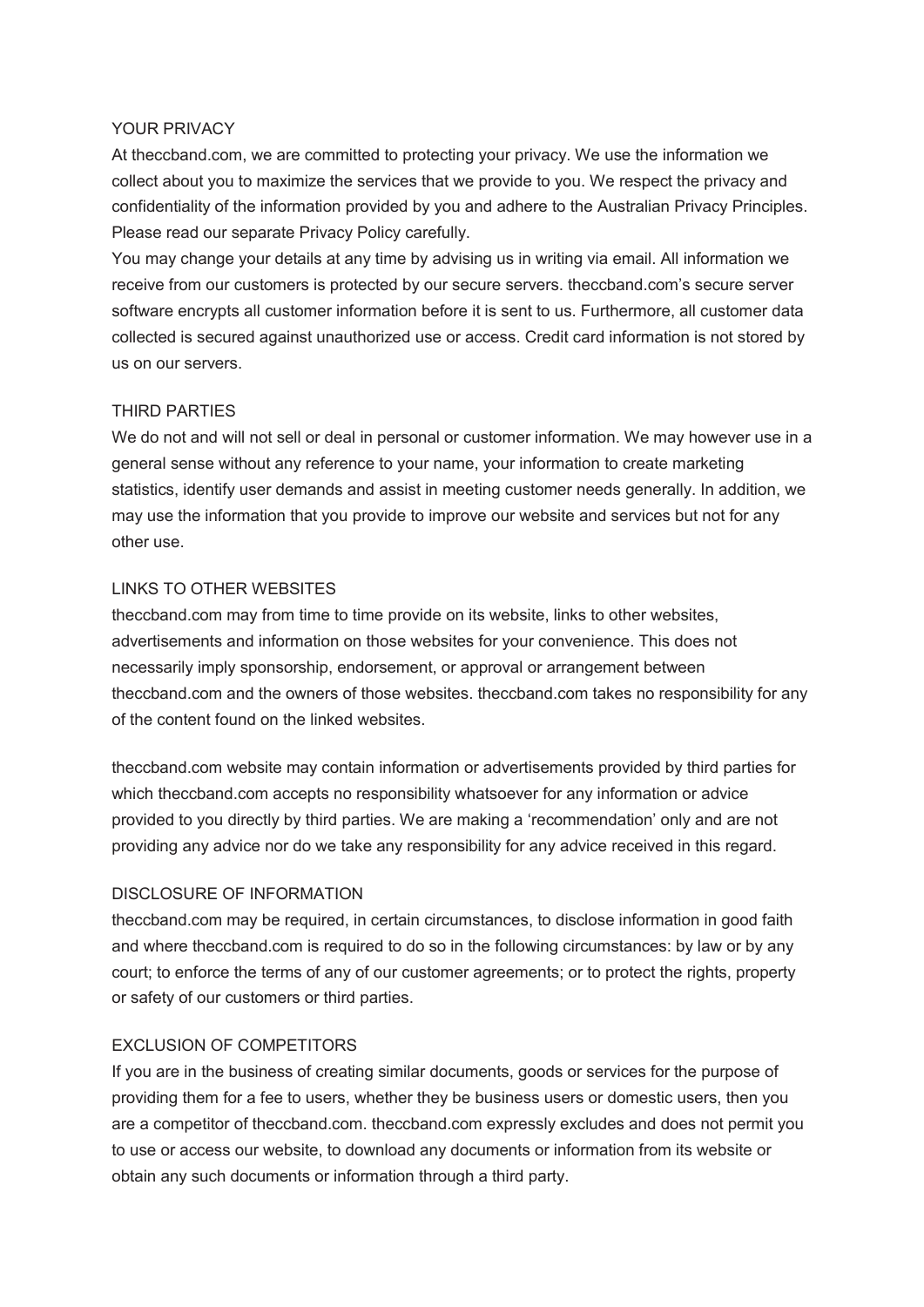## YOUR PRIVACY

At theccband.com, we are committed to protecting your privacy. We use the information we collect about you to maximize the services that we provide to you. We respect the privacy and confidentiality of the information provided by you and adhere to the Australian Privacy Principles. Please read our separate Privacy Policy carefully.

You may change your details at any time by advising us in writing via email. All information we receive from our customers is protected by our secure servers. theccband.com's secure server software encrypts all customer information before it is sent to us. Furthermore, all customer data collected is secured against unauthorized use or access. Credit card information is not stored by us on our servers.

## THIRD PARTIES

We do not and will not sell or deal in personal or customer information. We may however use in a general sense without any reference to your name, your information to create marketing statistics, identify user demands and assist in meeting customer needs generally. In addition, we may use the information that you provide to improve our website and services but not for any other use.

## LINKS TO OTHER WEBSITES

theccband.com may from time to time provide on its website, links to other websites, advertisements and information on those websites for your convenience. This does not necessarily imply sponsorship, endorsement, or approval or arrangement between theccband.com and the owners of those websites. theccband.com takes no responsibility for any of the content found on the linked websites.

theccband.com website may contain information or advertisements provided by third parties for which theccband.com accepts no responsibility whatsoever for any information or advice provided to you directly by third parties. We are making a 'recommendation' only and are not providing any advice nor do we take any responsibility for any advice received in this regard.

## DISCLOSURE OF INFORMATION

theccband.com may be required, in certain circumstances, to disclose information in good faith and where theccband.com is required to do so in the following circumstances: by law or by any court; to enforce the terms of any of our customer agreements; or to protect the rights, property or safety of our customers or third parties.

## EXCLUSION OF COMPETITORS

If you are in the business of creating similar documents, goods or services for the purpose of providing them for a fee to users, whether they be business users or domestic users, then you are a competitor of theccband.com. theccband.com expressly excludes and does not permit you to use or access our website, to download any documents or information from its website or obtain any such documents or information through a third party.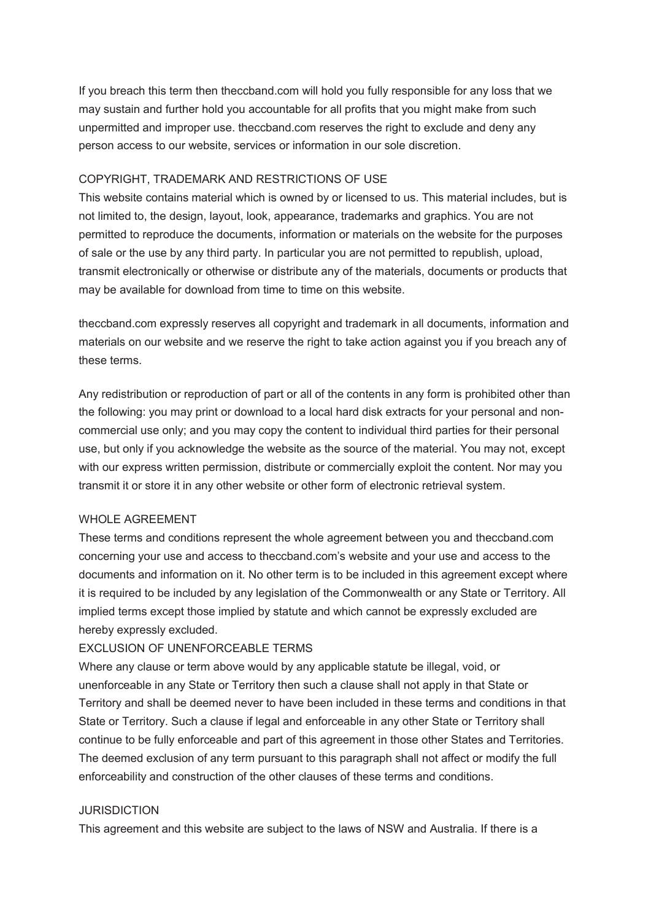If you breach this term then theccband.com will hold you fully responsible for any loss that we may sustain and further hold you accountable for all profits that you might make from such unpermitted and improper use. theccband.com reserves the right to exclude and deny any person access to our website, services or information in our sole discretion.

## COPYRIGHT, TRADEMARK AND RESTRICTIONS OF USE

This website contains material which is owned by or licensed to us. This material includes, but is not limited to, the design, layout, look, appearance, trademarks and graphics. You are not permitted to reproduce the documents, information or materials on the website for the purposes of sale or the use by any third party. In particular you are not permitted to republish, upload, transmit electronically or otherwise or distribute any of the materials, documents or products that may be available for download from time to time on this website.

theccband.com expressly reserves all copyright and trademark in all documents, information and materials on our website and we reserve the right to take action against you if you breach any of these terms.

Any redistribution or reproduction of part or all of the contents in any form is prohibited other than the following: you may print or download to a local hard disk extracts for your personal and non-commercial use only; and you may copy the content to individual third parties for their personal use, but only if you acknowledge the website as the source of the material. You may not, except with our express written permission, distribute or commercially exploit the content. Nor may you transmit it or store it in any other website or other form of electronic retrieval system.

## WHOLE AGREEMENT

These terms and conditions represent the whole agreement between you and theccband.com concerning your use and access to theccband.com's website and your use and access to the documents and information on it. No other term is to be included in this agreement except where it is required to be included by any legislation of the Commonwealth or any State or Territory. All implied terms except those implied by statute and which cannot be expressly excluded are hereby expressly excluded.

## EXCLUSION OF UNENFORCEABLE TERMS

Where any clause or term above would by any applicable statute be illegal, void, or unenforceable in any State or Territory then such a clause shall not apply in that State or Territory and shall be deemed never to have been included in these terms and conditions in that State or Territory. Such a clause if legal and enforceable in any other State or Territory shall continue to be fully enforceable and part of this agreement in those other States and Territories. The deemed exclusion of any term pursuant to this paragraph shall not affect or modify the full enforceability and construction of the other clauses of these terms and conditions.

## JURISDICTION

This agreement and this website are subject to the laws of NSW and Australia. If there is a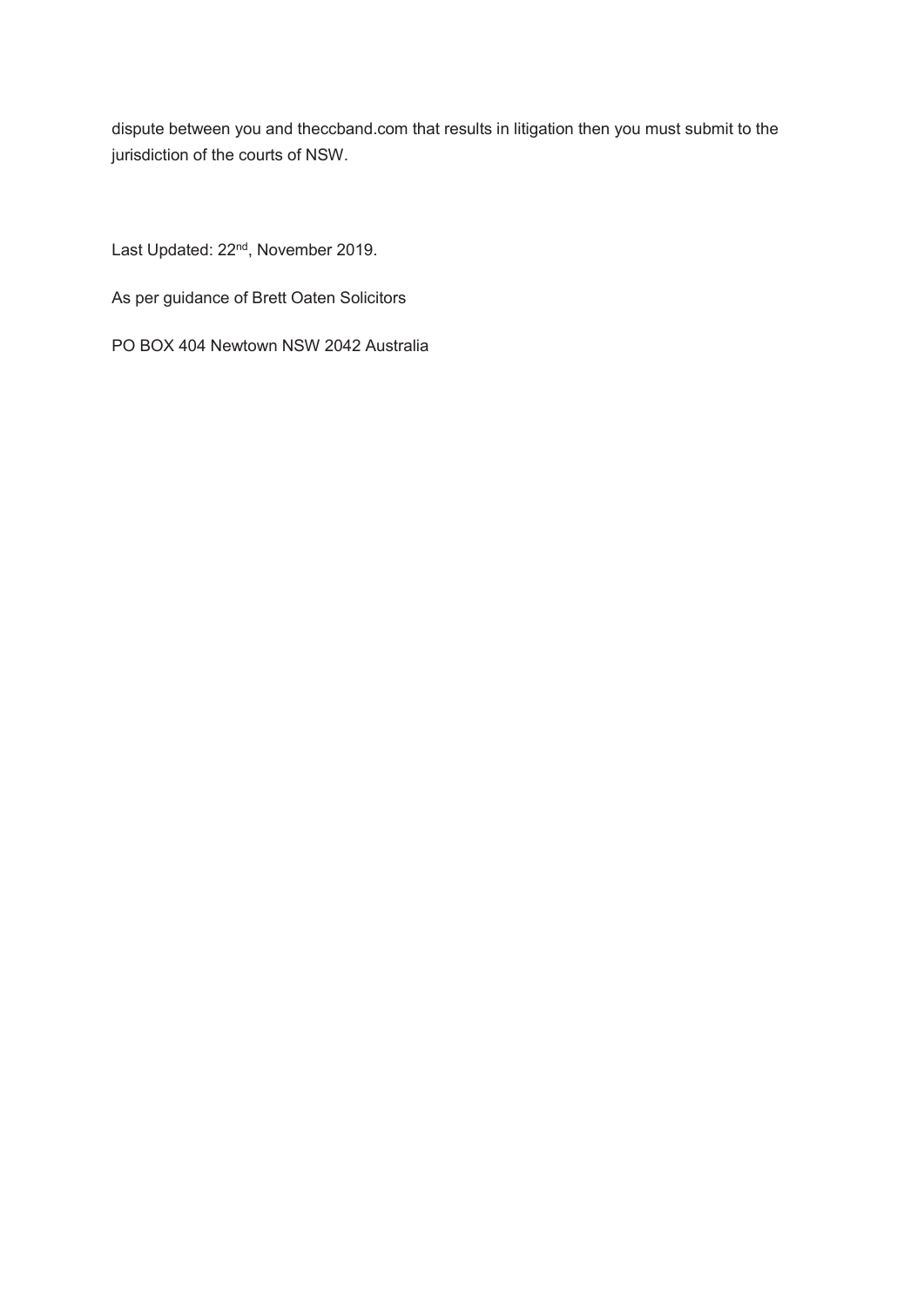dispute between you and theccband.com that results in litigation then you must submit to the jurisdiction of the courts of NSW.

Last Updated: 22nd, November 2019.

As per guidance of Brett Oaten Solicitors

PO BOX 404 Newtown NSW 2042 Australia